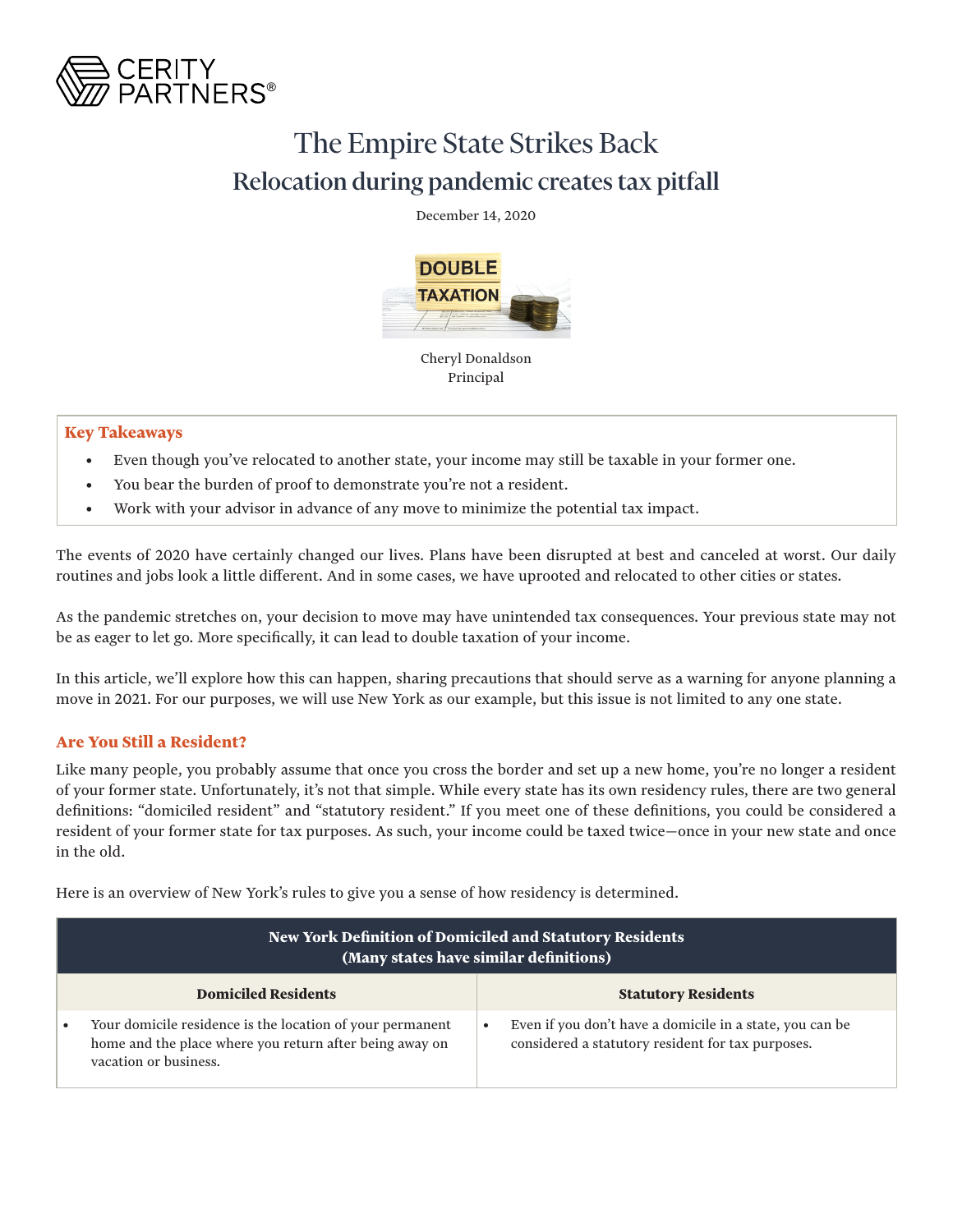CERITY PARTNERS®

# The Empire State Strikes Back

## Relocation during pandemic creates tax pitfall

December 14, 2020

Cheryl Donaldson
Principal

### Key Takeaways

- Even though you've relocated to another state, your income may still be taxable in your former one.
- You bear the burden of proof to demonstrate you're not a resident.
- Work with your advisor in advance of any move to minimize the potential tax impact.

The events of 2020 have certainly changed our lives. Plans have been disrupted at best and canceled at worst. Our daily routines and jobs look a little different. And in some cases, we have uprooted and relocated to other cities or states.

As the pandemic stretches on, your decision to move may have unintended tax consequences. Your previous state may not be as eager to let go. More specifically, it can lead to double taxation of your income.

In this article, we'll explore how this can happen, sharing precautions that should serve as a warning for anyone planning a move in 2021. For our purposes, we will use New York as our example, but this issue is not limited to any one state.

### Are You Still a Resident?

Like many people, you probably assume that once you cross the border and set up a new home, you're no longer a resident of your former state. Unfortunately, it's not that simple. While every state has its own residency rules, there are two general definitions: "domiciled resident" and "statutory resident." If you meet one of these definitions, you could be considered a resident of your former state for tax purposes. As such, your income could be taxed twice—once in your new state and once in the old.

Here is an overview of New York's rules to give you a sense of how residency is determined.

| New York Definition of Domiciled and Statutory Residents (Many states have similar definitions) | |
|---|---|
| **Domiciled Residents** | **Statutory Residents** |
| • Your domicile residence is the location of your permanent home and the place where you return after being away on vacation or business. | • Even if you don't have a domicile in a state, you can be considered a statutory resident for tax purposes. |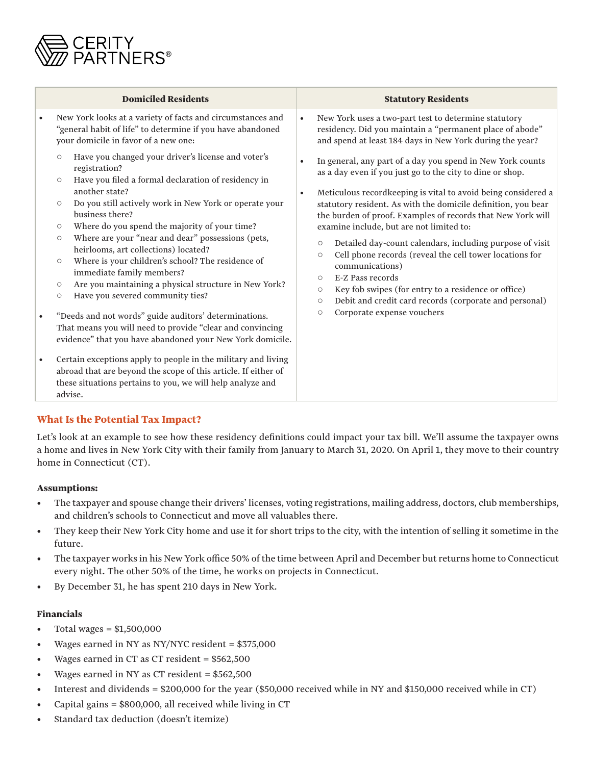| Domiciled Residents | Statutory Residents |
|---|---|
| • New York looks at a variety of facts and circumstances and "general habit of life" to determine if you have abandoned your domicile in favor of a new one:<br>○ Have you changed your driver's license and voter's registration?<br>○ Have you filed a formal declaration of residency in another state?<br>○ Do you still actively work in New York or operate your business there?<br>○ Where do you spend the majority of your time?<br>○ Where are your "near and dear" possessions (pets, heirlooms, art collections) located?<br>○ Where is your children's school? The residence of immediate family members?<br>○ Are you maintaining a physical structure in New York?<br>○ Have you severed community ties?<br>• "Deeds and not words" guide auditors' determinations. That means you will need to provide "clear and convincing evidence" that you have abandoned your New York domicile.<br>• Certain exceptions apply to people in the military and living abroad that are beyond the scope of this article. If either of these situations pertains to you, we will help analyze and advise. | • New York uses a two-part test to determine statutory residency. Did you maintain a "permanent place of abode" and spend at least 184 days in New York during the year?<br>• In general, any part of a day you spend in New York counts as a day even if you just go to the city to dine or shop.<br>• Meticulous recordkeeping is vital to avoid being considered a statutory resident. As with the domicile definition, you bear the burden of proof. Examples of records that New York will examine include, but are not limited to:<br>○ Detailed day-count calendars, including purpose of visit<br>○ Cell phone records (reveal the cell tower locations for communications)<br>○ E-Z Pass records<br>○ Key fob swipes (for entry to a residence or office)<br>○ Debit and credit card records (corporate and personal)<br>○ Corporate expense vouchers |

## What Is the Potential Tax Impact?

Let's look at an example to see how these residency definitions could impact your tax bill. We'll assume the taxpayer owns a home and lives in New York City with their family from January to March 31, 2020. On April 1, they move to their country home in Connecticut (CT).

**Assumptions:**

- The taxpayer and spouse change their drivers' licenses, voting registrations, mailing address, doctors, club memberships, and children's schools to Connecticut and move all valuables there.
- They keep their New York City home and use it for short trips to the city, with the intention of selling it sometime in the future.
- The taxpayer works in his New York office 50% of the time between April and December but returns home to Connecticut every night. The other 50% of the time, he works on projects in Connecticut.
- By December 31, he has spent 210 days in New York.

**Financials**

- Total wages = $1,500,000
- Wages earned in NY as NY/NYC resident = $375,000
- Wages earned in CT as CT resident = $562,500
- Wages earned in NY as CT resident = $562,500
- Interest and dividends = $200,000 for the year ($50,000 received while in NY and $150,000 received while in CT)
- Capital gains = $800,000, all received while living in CT
- Standard tax deduction (doesn't itemize)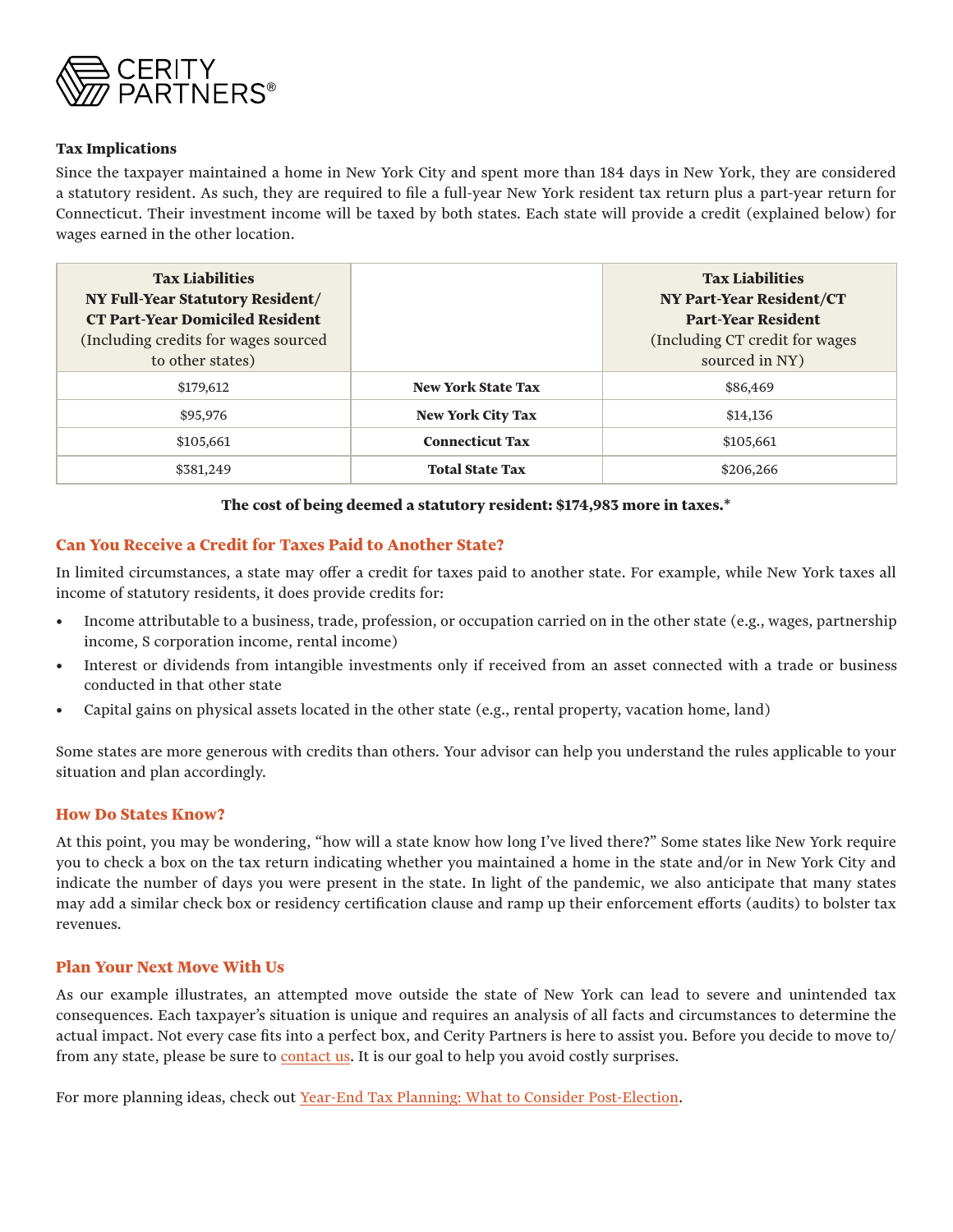**Tax Implications**

Since the taxpayer maintained a home in New York City and spent more than 184 days in New York, they are considered a statutory resident. As such, they are required to file a full-year New York resident tax return plus a part-year return for Connecticut. Their investment income will be taxed by both states. Each state will provide a credit (explained below) for wages earned in the other location.

| **Tax Liabilities NY Full-Year Statutory Resident/ CT Part-Year Domiciled Resident** (Including credits for wages sourced to other states) | | **Tax Liabilities NY Part-Year Resident/CT Part-Year Resident** (Including CT credit for wages sourced in NY) |
|---|---|---|
| $179,612 | **New York State Tax** | $86,469 |
| $95,976 | **New York City Tax** | $14,136 |
| $105,661 | **Connecticut Tax** | $105,661 |
| $381,249 | **Total State Tax** | $206,266 |

**The cost of being deemed a statutory resident: $174,983 more in taxes.***

## Can You Receive a Credit for Taxes Paid to Another State?

In limited circumstances, a state may offer a credit for taxes paid to another state. For example, while New York taxes all income of statutory residents, it does provide credits for:

- Income attributable to a business, trade, profession, or occupation carried on in the other state (e.g., wages, partnership income, S corporation income, rental income)
- Interest or dividends from intangible investments only if received from an asset connected with a trade or business conducted in that other state
- Capital gains on physical assets located in the other state (e.g., rental property, vacation home, land)

Some states are more generous with credits than others. Your advisor can help you understand the rules applicable to your situation and plan accordingly.

## How Do States Know?

At this point, you may be wondering, "how will a state know how long I've lived there?" Some states like New York require you to check a box on the tax return indicating whether you maintained a home in the state and/or in New York City and indicate the number of days you were present in the state. In light of the pandemic, we also anticipate that many states may add a similar check box or residency certification clause and ramp up their enforcement efforts (audits) to bolster tax revenues.

## Plan Your Next Move With Us

As our example illustrates, an attempted move outside the state of New York can lead to severe and unintended tax consequences. Each taxpayer's situation is unique and requires an analysis of all facts and circumstances to determine the actual impact. Not every case fits into a perfect box, and Cerity Partners is here to assist you. Before you decide to move to/from any state, please be sure to contact us. It is our goal to help you avoid costly surprises.

For more planning ideas, check out Year-End Tax Planning: What to Consider Post-Election.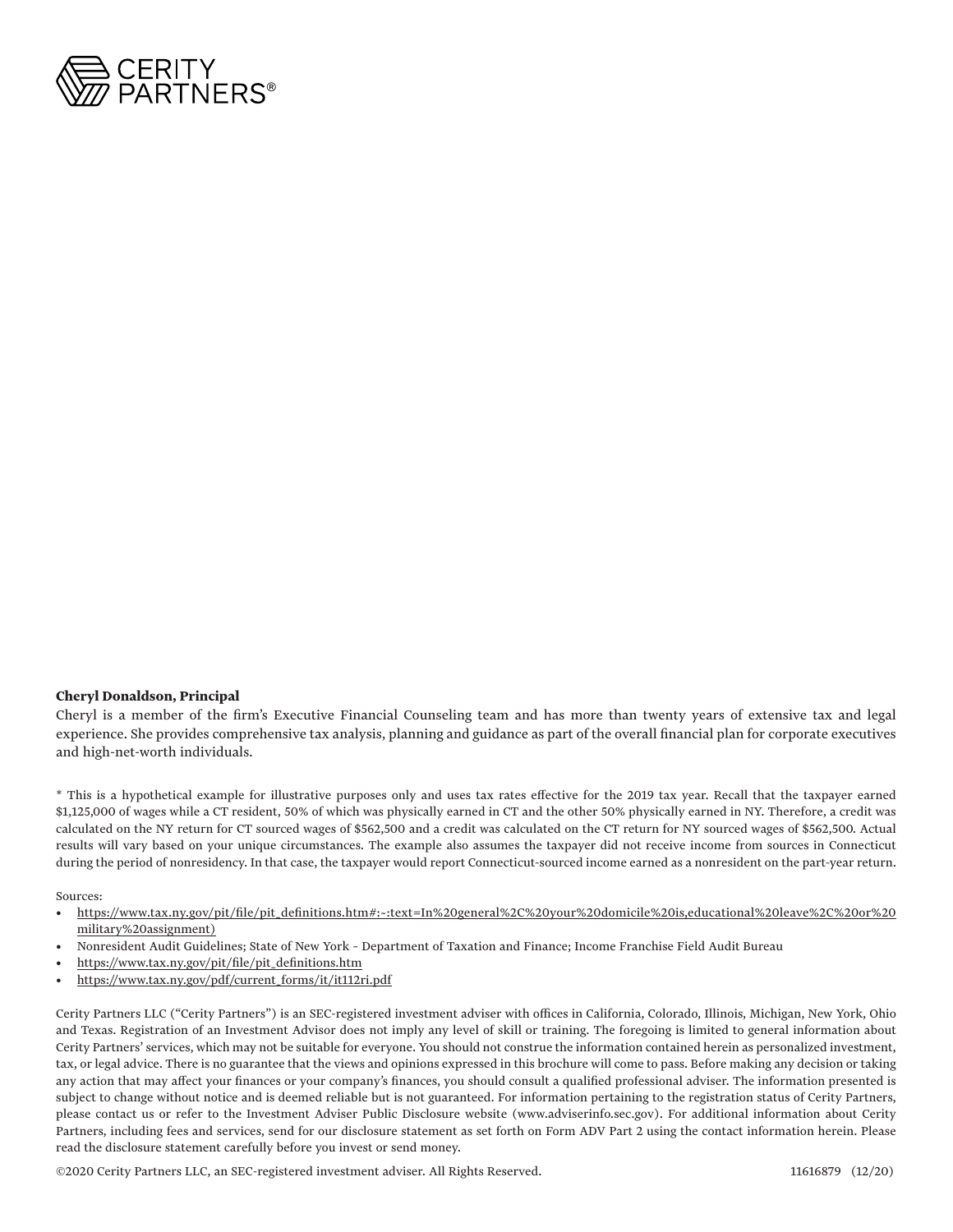**Cheryl Donaldson, Principal**

Cheryl is a member of the firm's Executive Financial Counseling team and has more than twenty years of extensive tax and legal experience. She provides comprehensive tax analysis, planning and guidance as part of the overall financial plan for corporate executives and high-net-worth individuals.

* This is a hypothetical example for illustrative purposes only and uses tax rates effective for the 2019 tax year. Recall that the taxpayer earned $1,125,000 of wages while a CT resident, 50% of which was physically earned in CT and the other 50% physically earned in NY. Therefore, a credit was calculated on the NY return for CT sourced wages of $562,500 and a credit was calculated on the CT return for NY sourced wages of $562,500. Actual results will vary based on your unique circumstances. The example also assumes the taxpayer did not receive income from sources in Connecticut during the period of nonresidency. In that case, the taxpayer would report Connecticut-sourced income earned as a nonresident on the part-year return.

Sources:

- https://www.tax.ny.gov/pit/file/pit_definitions.htm#:~:text=In%20general%2C%20your%20domicile%20is,educational%20leave%2C%20or%20military%20assignment)
- Nonresident Audit Guidelines; State of New York – Department of Taxation and Finance; Income Franchise Field Audit Bureau
- https://www.tax.ny.gov/pit/file/pit_definitions.htm
- https://www.tax.ny.gov/pdf/current_forms/it/it112ri.pdf

Cerity Partners LLC ("Cerity Partners") is an SEC-registered investment adviser with offices in California, Colorado, Illinois, Michigan, New York, Ohio and Texas. Registration of an Investment Advisor does not imply any level of skill or training. The foregoing is limited to general information about Cerity Partners' services, which may not be suitable for everyone. You should not construe the information contained herein as personalized investment, tax, or legal advice. There is no guarantee that the views and opinions expressed in this brochure will come to pass. Before making any decision or taking any action that may affect your finances or your company's finances, you should consult a qualified professional adviser. The information presented is subject to change without notice and is deemed reliable but is not guaranteed. For information pertaining to the registration status of Cerity Partners, please contact us or refer to the Investment Adviser Public Disclosure website (www.adviserinfo.sec.gov). For additional information about Cerity Partners, including fees and services, send for our disclosure statement as set forth on Form ADV Part 2 using the contact information herein. Please read the disclosure statement carefully before you invest or send money.

©2020 Cerity Partners LLC, an SEC-registered investment adviser. All Rights Reserved. 11616879 (12/20)